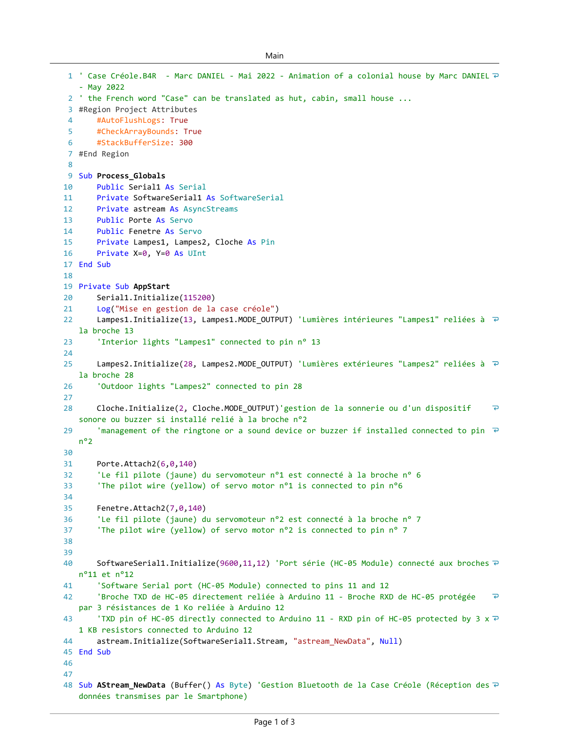```
' Case Créole.B4R  - Marc DANIEL - Mai 2022 - Animation of a colonial house by Marc DANIEL - May 2022
' the French word "Case" can be translated as hut, cabin, small house ...
#Region Project Attributes
    #AutoFlushLogs: True
    #CheckArrayBounds: True
    #StackBufferSize: 300
#End Region

Sub Process_Globals
    Public Serial1 As Serial
    Private SoftwareSerial1 As SoftwareSerial
    Private astream As AsyncStreams
    Public Porte As Servo
    Public Fenetre As Servo
    Private Lampes1, Lampes2, Cloche As Pin
    Private X=0, Y=0 As UInt
End Sub

Private Sub AppStart
    Serial1.Initialize(115200)
    Log("Mise en gestion de la case créole")
    Lampes1.Initialize(13, Lampes1.MODE_OUTPUT) 'Lumières intérieures "Lampes1" reliées à la broche 13
    'Interior lights "Lampes1" connected to pin n° 13

    Lampes2.Initialize(28, Lampes2.MODE_OUTPUT) 'Lumières extérieures "Lampes2" reliées à la broche 28
    'Outdoor lights "Lampes2" connected to pin 28

    Cloche.Initialize(2, Cloche.MODE_OUTPUT)'gestion de la sonnerie ou d'un dispositif sonore ou buzzer si installé relié à la broche n°2
    'management of the ringtone or a sound device or buzzer if installed connected to pin n°2

    Porte.Attach2(6,0,140)
    'Le fil pilote (jaune) du servomoteur n°1 est connecté à la broche n° 6
    'The pilot wire (yellow) of servo motor n°1 is connected to pin n°6

    Fenetre.Attach2(7,0,140)
    'Le fil pilote (jaune) du servomoteur n°2 est connecté à la broche n° 7
    'The pilot wire (yellow) of servo motor n°2 is connected to pin n° 7


    SoftwareSerial1.Initialize(9600,11,12) 'Port série (HC-05 Module) connecté aux broches n°11 et n°12
    'Software Serial port (HC-05 Module) connected to pins 11 and 12
    'Broche TXD de HC-05 directement reliée à Arduino 11 - Broche RXD de HC-05 protégée par 3 résistances de 1 Ko reliée à Arduino 12
    'TXD pin of HC-05 directly connected to Arduino 11 - RXD pin of HC-05 protected by 3 x 1 KB resistors connected to Arduino 12
    astream.Initialize(SoftwareSerial1.Stream, "astream_NewData", Null)
End Sub


Sub AStream_NewData (Buffer() As Byte) 'Gestion Bluetooth de la Case Créole (Réception des données transmises par le Smartphone)
```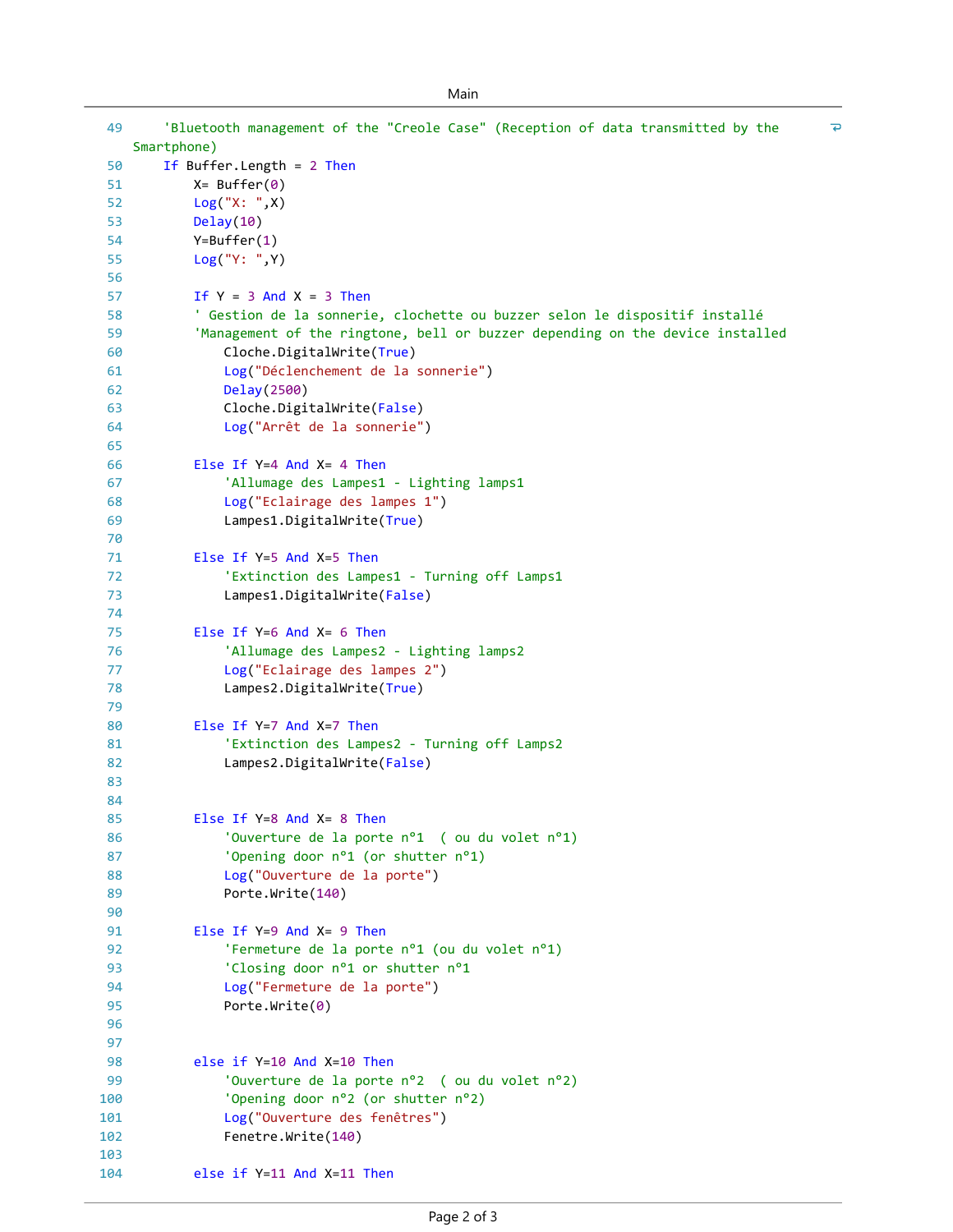```
49      'Bluetooth management of the "Creole Case" (Reception of data transmitted by the
Smartphone)
50      If Buffer.Length = 2 Then
51          X= Buffer(0)
52          Log("X: ",X)
53          Delay(10)
54          Y=Buffer(1)
55          Log("Y: ",Y)
56
57          If Y = 3 And X = 3 Then
58          ' Gestion de la sonnerie, clochette ou buzzer selon le dispositif installé
59          'Management of the ringtone, bell or buzzer depending on the device installed
60              Cloche.DigitalWrite(True)
61              Log("Déclenchement de la sonnerie")
62              Delay(2500)
63              Cloche.DigitalWrite(False)
64              Log("Arrêt de la sonnerie")
65
66          Else If Y=4 And X= 4 Then
67              'Allumage des Lampes1 - Lighting lamps1
68              Log("Eclairage des lampes 1")
69              Lampes1.DigitalWrite(True)
70
71          Else If Y=5 And X=5 Then
72              'Extinction des Lampes1 - Turning off Lamps1
73              Lampes1.DigitalWrite(False)
74
75          Else If Y=6 And X= 6 Then
76              'Allumage des Lampes2 - Lighting lamps2
77              Log("Eclairage des lampes 2")
78              Lampes2.DigitalWrite(True)
79
80          Else If Y=7 And X=7 Then
81              'Extinction des Lampes2 - Turning off Lamps2
82              Lampes2.DigitalWrite(False)
83
84
85          Else If Y=8 And X= 8 Then
86              'Ouverture de la porte n°1  ( ou du volet n°1)
87              'Opening door n°1 (or shutter n°1)
88              Log("Ouverture de la porte")
89              Porte.Write(140)
90
91          Else If Y=9 And X= 9 Then
92              'Fermeture de la porte n°1 (ou du volet n°1)
93              'Closing door n°1 or shutter n°1
94              Log("Fermeture de la porte")
95              Porte.Write(0)
96
97
98          else if Y=10 And X=10 Then
99              'Ouverture de la porte n°2  ( ou du volet n°2)
100             'Opening door n°2 (or shutter n°2)
101             Log("Ouverture des fenêtres")
102             Fenetre.Write(140)
103
104         else if Y=11 And X=11 Then
```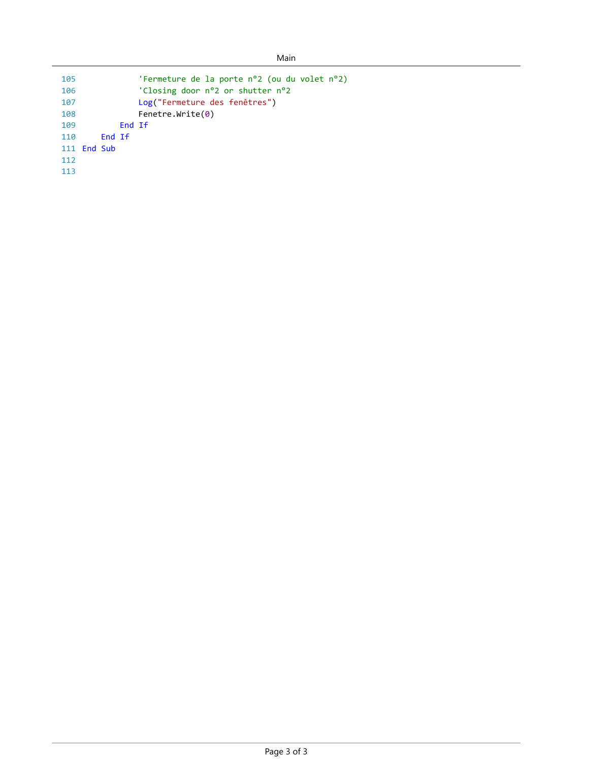```
105            'Fermeture de la porte n°2 (ou du volet n°2)
106            'Closing door n°2 or shutter n°2
107            Log("Fermeture des fenêtres")
108            Fenetre.Write(0)
109        End If
110    End If
111 End Sub
112
113
```